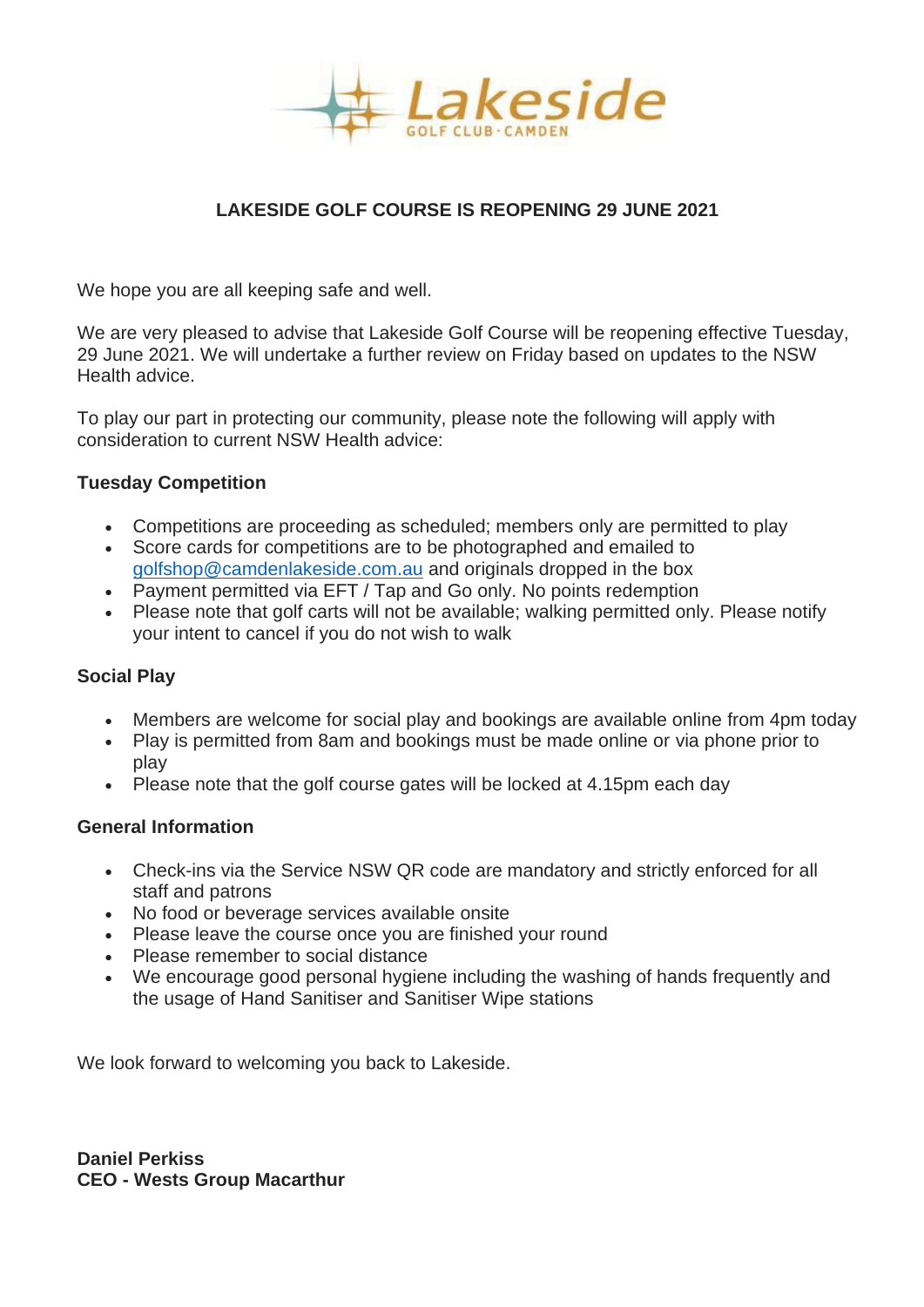Lakeside
GOLF CLUB · CAMDEN

# LAKESIDE GOLF COURSE IS REOPENING 29 JUNE 2021

We hope you are all keeping safe and well.

We are very pleased to advise that Lakeside Golf Course will be reopening effective Tuesday, 29 June 2021. We will undertake a further review on Friday based on updates to the NSW Health advice.

To play our part in protecting our community, please note the following will apply with consideration to current NSW Health advice:

### Tuesday Competition

- Competitions are proceeding as scheduled; members only are permitted to play
- Score cards for competitions are to be photographed and emailed to golfshop@camdenlakeside.com.au and originals dropped in the box
- Payment permitted via EFT / Tap and Go only. No points redemption
- Please note that golf carts will not be available; walking permitted only. Please notify your intent to cancel if you do not wish to walk

### Social Play

- Members are welcome for social play and bookings are available online from 4pm today
- Play is permitted from 8am and bookings must be made online or via phone prior to play
- Please note that the golf course gates will be locked at 4.15pm each day

### General Information

- Check-ins via the Service NSW QR code are mandatory and strictly enforced for all staff and patrons
- No food or beverage services available onsite
- Please leave the course once you are finished your round
- Please remember to social distance
- We encourage good personal hygiene including the washing of hands frequently and the usage of Hand Sanitiser and Sanitiser Wipe stations

We look forward to welcoming you back to Lakeside.

**Daniel Perkiss**
**CEO - Wests Group Macarthur**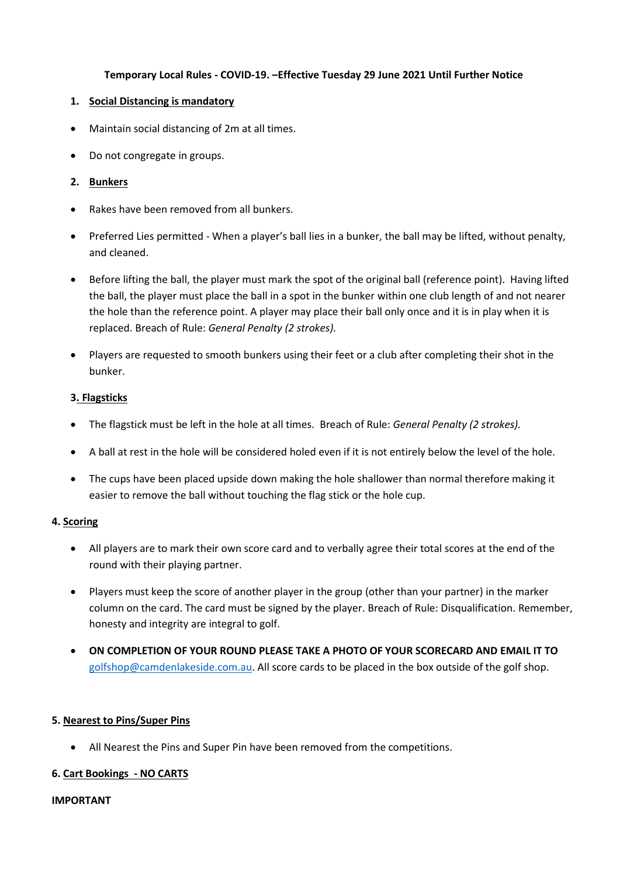**Temporary Local Rules - COVID-19. –Effective Tuesday 29 June 2021 Until Further Notice**

**1. Social Distancing is mandatory**

- Maintain social distancing of 2m at all times.
- Do not congregate in groups.

**2. Bunkers**

- Rakes have been removed from all bunkers.
- Preferred Lies permitted - When a player's ball lies in a bunker, the ball may be lifted, without penalty, and cleaned.
- Before lifting the ball, the player must mark the spot of the original ball (reference point). Having lifted the ball, the player must place the ball in a spot in the bunker within one club length of and not nearer the hole than the reference point. A player may place their ball only once and it is in play when it is replaced. Breach of Rule: *General Penalty (2 strokes).*
- Players are requested to smooth bunkers using their feet or a club after completing their shot in the bunker.

**3. Flagsticks**

- The flagstick must be left in the hole at all times. Breach of Rule: *General Penalty (2 strokes).*
- A ball at rest in the hole will be considered holed even if it is not entirely below the level of the hole.
- The cups have been placed upside down making the hole shallower than normal therefore making it easier to remove the ball without touching the flag stick or the hole cup.

**4. Scoring**

- All players are to mark their own score card and to verbally agree their total scores at the end of the round with their playing partner.
- Players must keep the score of another player in the group (other than your partner) in the marker column on the card. The card must be signed by the player. Breach of Rule: Disqualification. Remember, honesty and integrity are integral to golf.
- **ON COMPLETION OF YOUR ROUND PLEASE TAKE A PHOTO OF YOUR SCORECARD AND EMAIL IT TO** golfshop@camdenlakeside.com.au. All score cards to be placed in the box outside of the golf shop.

**5. Nearest to Pins/Super Pins**

- All Nearest the Pins and Super Pin have been removed from the competitions.

**6. Cart Bookings - NO CARTS**

**IMPORTANT**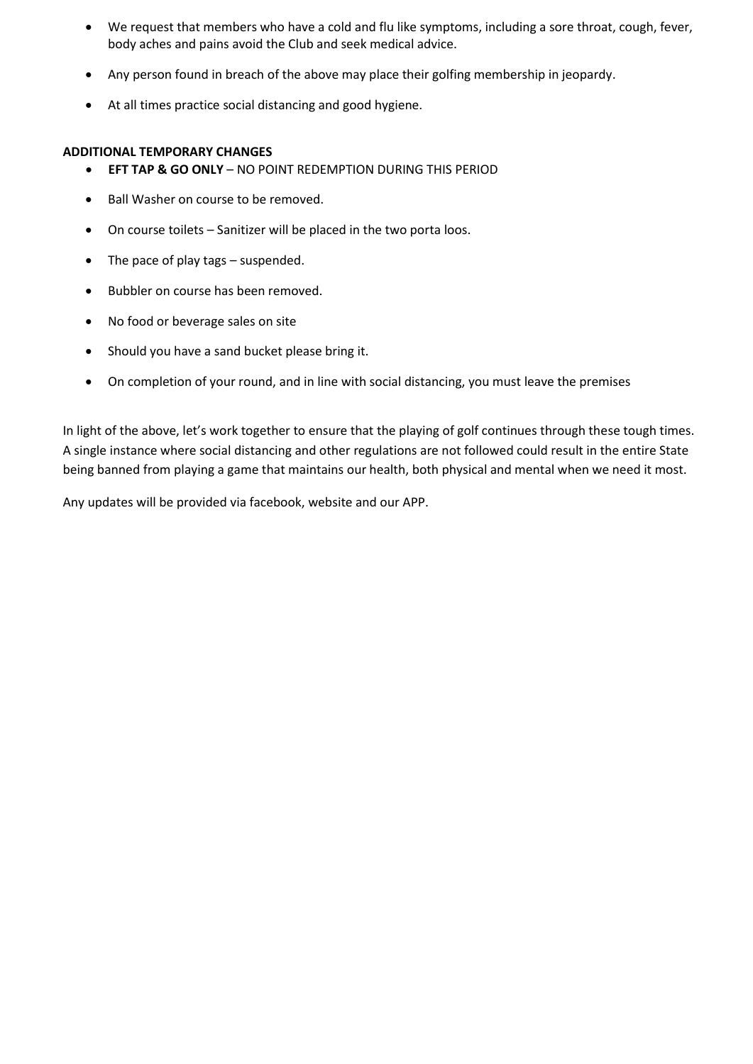- We request that members who have a cold and flu like symptoms, including a sore throat, cough, fever, body aches and pains avoid the Club and seek medical advice.
- Any person found in breach of the above may place their golfing membership in jeopardy.
- At all times practice social distancing and good hygiene.

**ADDITIONAL TEMPORARY CHANGES**

- **EFT TAP & GO ONLY** – NO POINT REDEMPTION DURING THIS PERIOD
- Ball Washer on course to be removed.
- On course toilets – Sanitizer will be placed in the two porta loos.
- The pace of play tags – suspended.
- Bubbler on course has been removed.
- No food or beverage sales on site
- Should you have a sand bucket please bring it.
- On completion of your round, and in line with social distancing, you must leave the premises

In light of the above, let's work together to ensure that the playing of golf continues through these tough times. A single instance where social distancing and other regulations are not followed could result in the entire State being banned from playing a game that maintains our health, both physical and mental when we need it most.

Any updates will be provided via facebook, website and our APP.